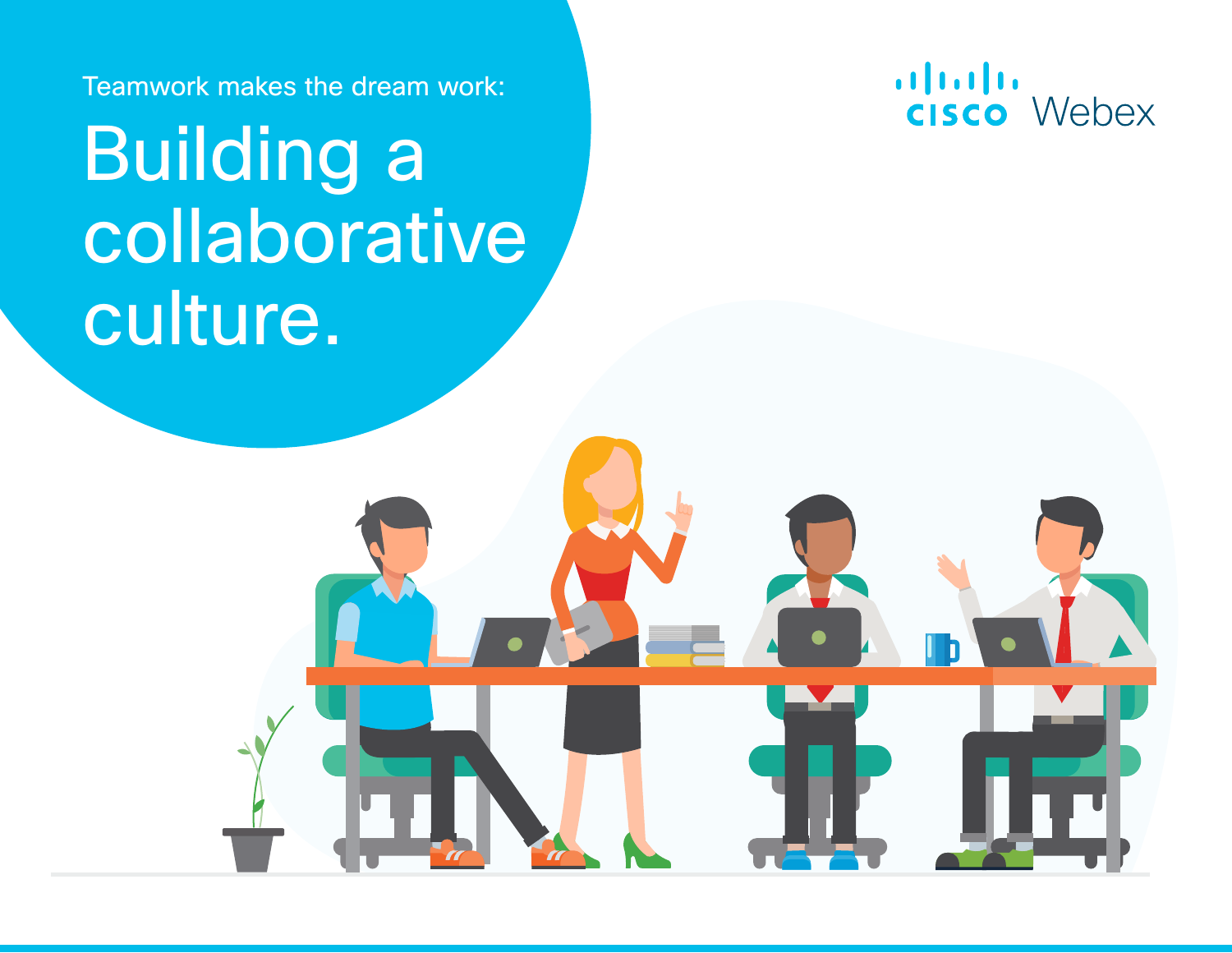Teamwork makes the dream work:

# Building a collaborative culture.

cisco Webex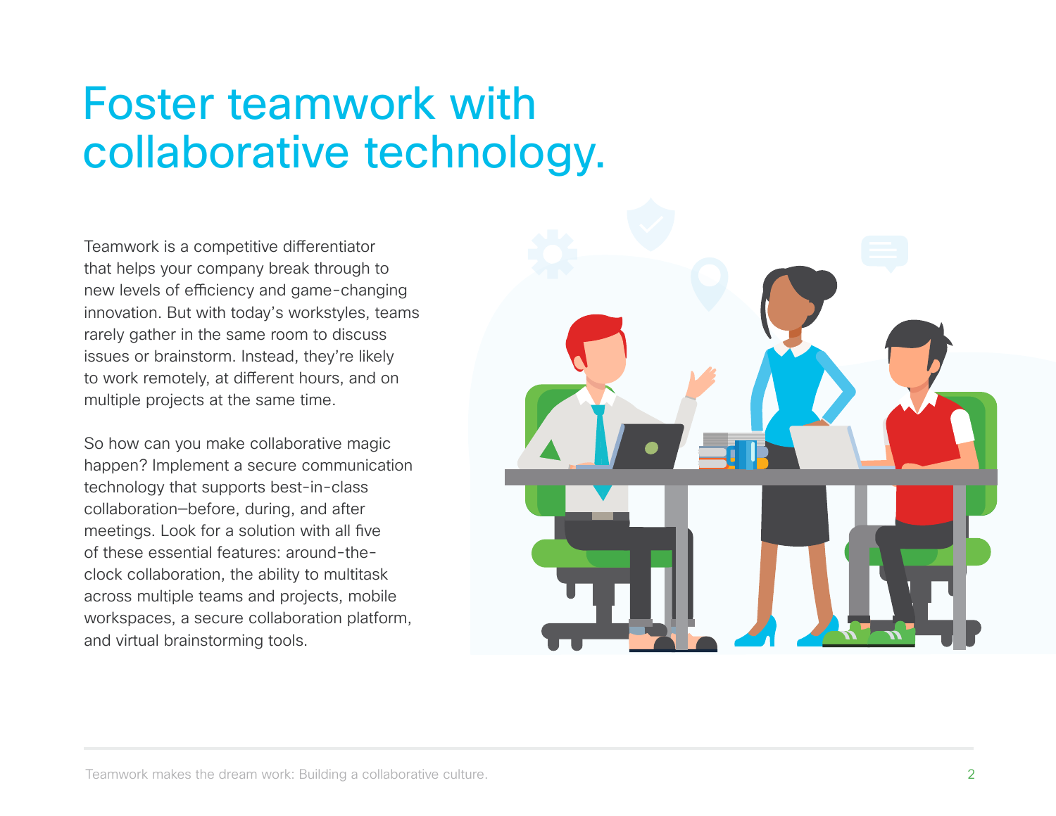# Foster teamwork with collaborative technology.

Teamwork is a competitive differentiator that helps your company break through to new levels of efficiency and game-changing innovation. But with today's workstyles, teams rarely gather in the same room to discuss issues or brainstorm. Instead, they're likely to work remotely, at different hours, and on multiple projects at the same time.

So how can you make collaborative magic happen? Implement a secure communication technology that supports best-in-class collaboration—before, during, and after meetings. Look for a solution with all five of these essential features: around-the-clock collaboration, the ability to multitask across multiple teams and projects, mobile workspaces, a secure collaboration platform, and virtual brainstorming tools.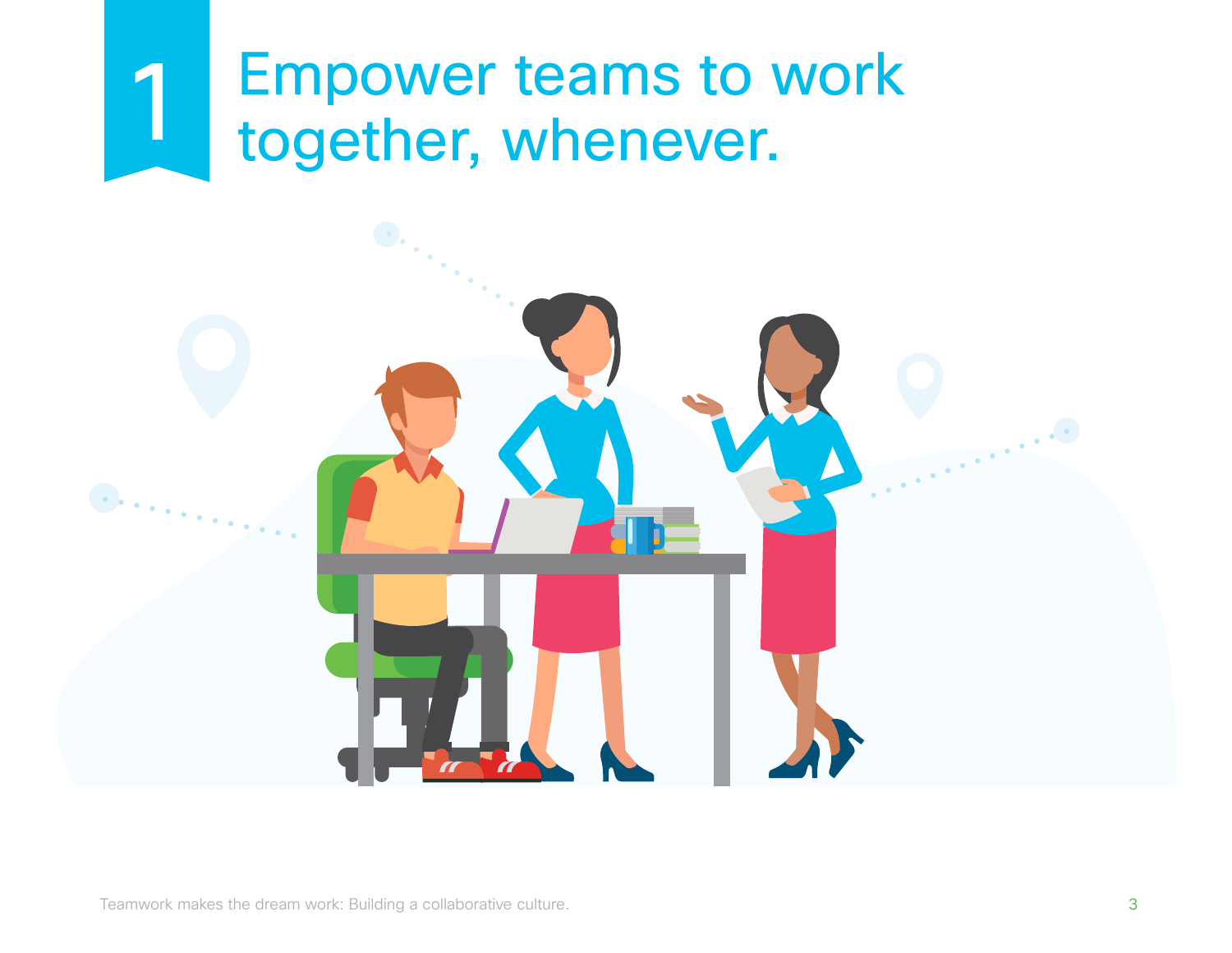# 1 Empower teams to work together, whenever.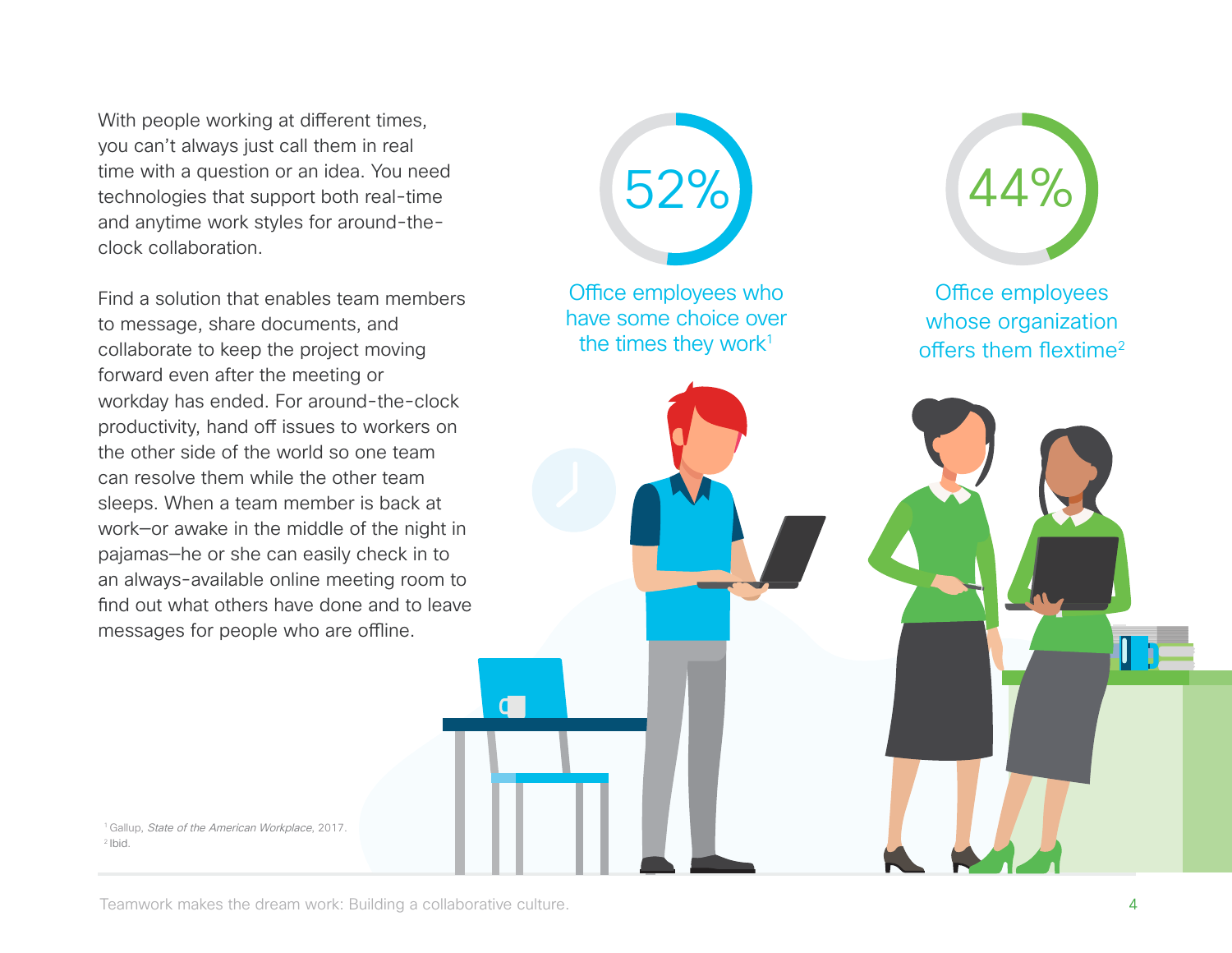With people working at different times, you can't always just call them in real time with a question or an idea. You need technologies that support both real-time and anytime work styles for around-the-clock collaboration.

Find a solution that enables team members to message, share documents, and collaborate to keep the project moving forward even after the meeting or workday has ended. For around-the-clock productivity, hand off issues to workers on the other side of the world so one team can resolve them while the other team sleeps. When a team member is back at work—or awake in the middle of the night in pajamas—he or she can easily check in to an always-available online meeting room to find out what others have done and to leave messages for people who are offline.

**52%**

Office employees who have some choice over the times they work[1]

**44%**

Office employees whose organization offers them flextime[2]

[1] Gallup, *State of the American Workplace*, 2017.
[2] Ibid.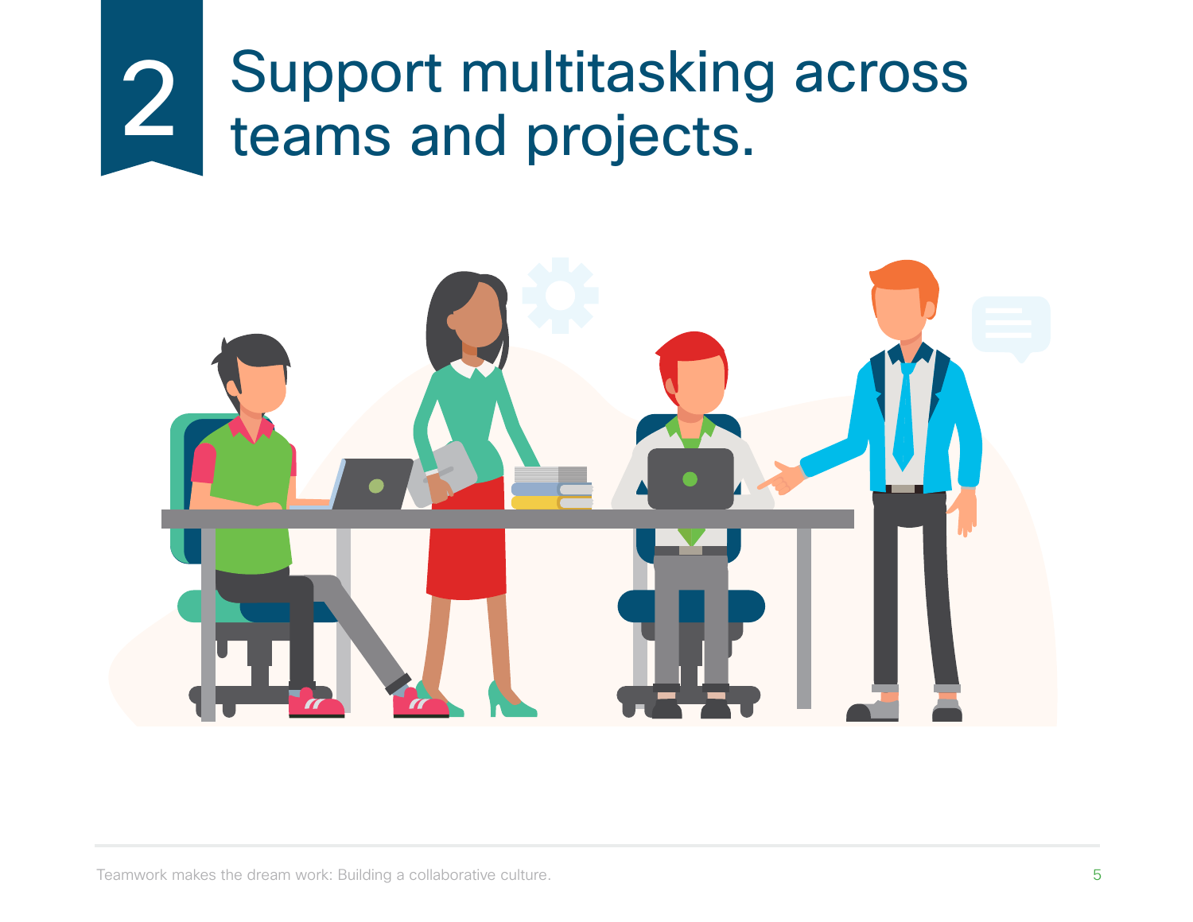# 2 Support multitasking across teams and projects.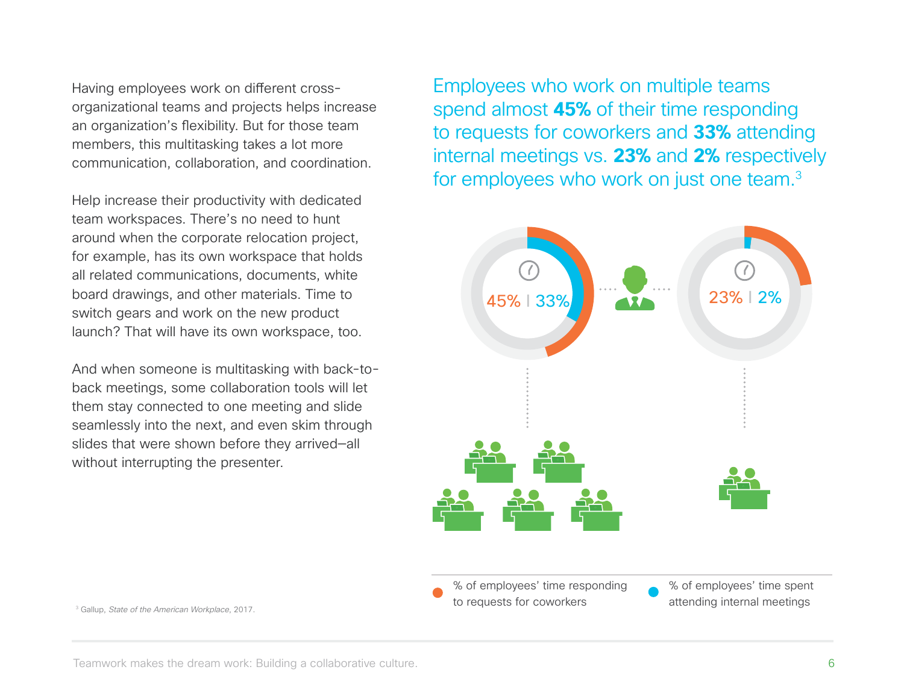Having employees work on different cross-organizational teams and projects helps increase an organization's flexibility. But for those team members, this multitasking takes a lot more communication, collaboration, and coordination.

Help increase their productivity with dedicated team workspaces. There's no need to hunt around when the corporate relocation project, for example, has its own workspace that holds all related communications, documents, white board drawings, and other materials. Time to switch gears and work on the new product launch? That will have its own workspace, too.

And when someone is multitasking with back-to-back meetings, some collaboration tools will let them stay connected to one meeting and slide seamlessly into the next, and even skim through slides that were shown before they arrived—all without interrupting the presenter.

Employees who work on multiple teams spend almost **45%** of their time responding to requests for coworkers and **33%** attending internal meetings vs. **23%** and **2%** respectively for employees who work on just one team.[3]

45% | 33%

23% | 2%

% of employees' time responding to requests for coworkers

% of employees' time spent attending internal meetings

[3] Gallup, *State of the American Workplace*, 2017.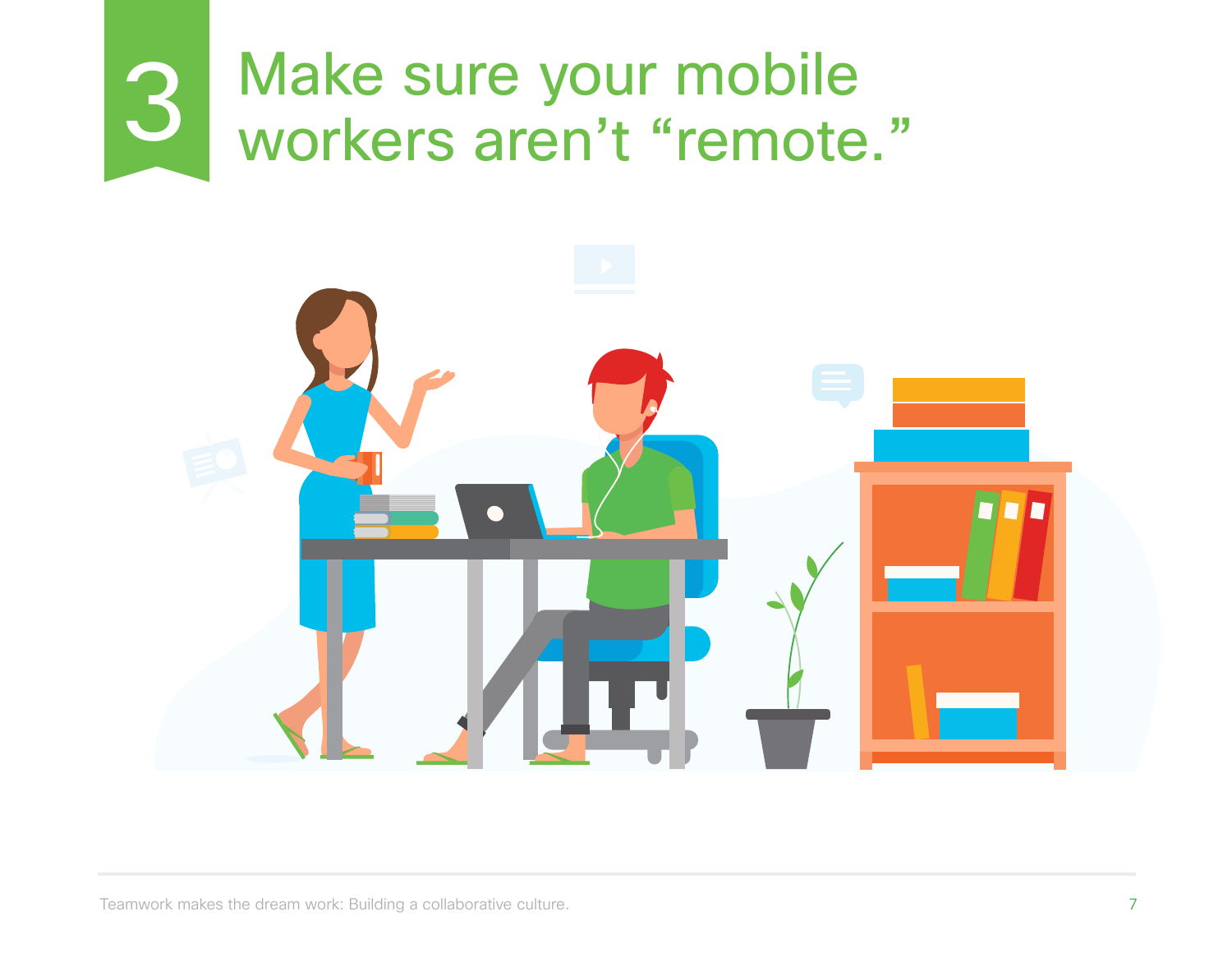# 3 Make sure your mobile workers aren't "remote."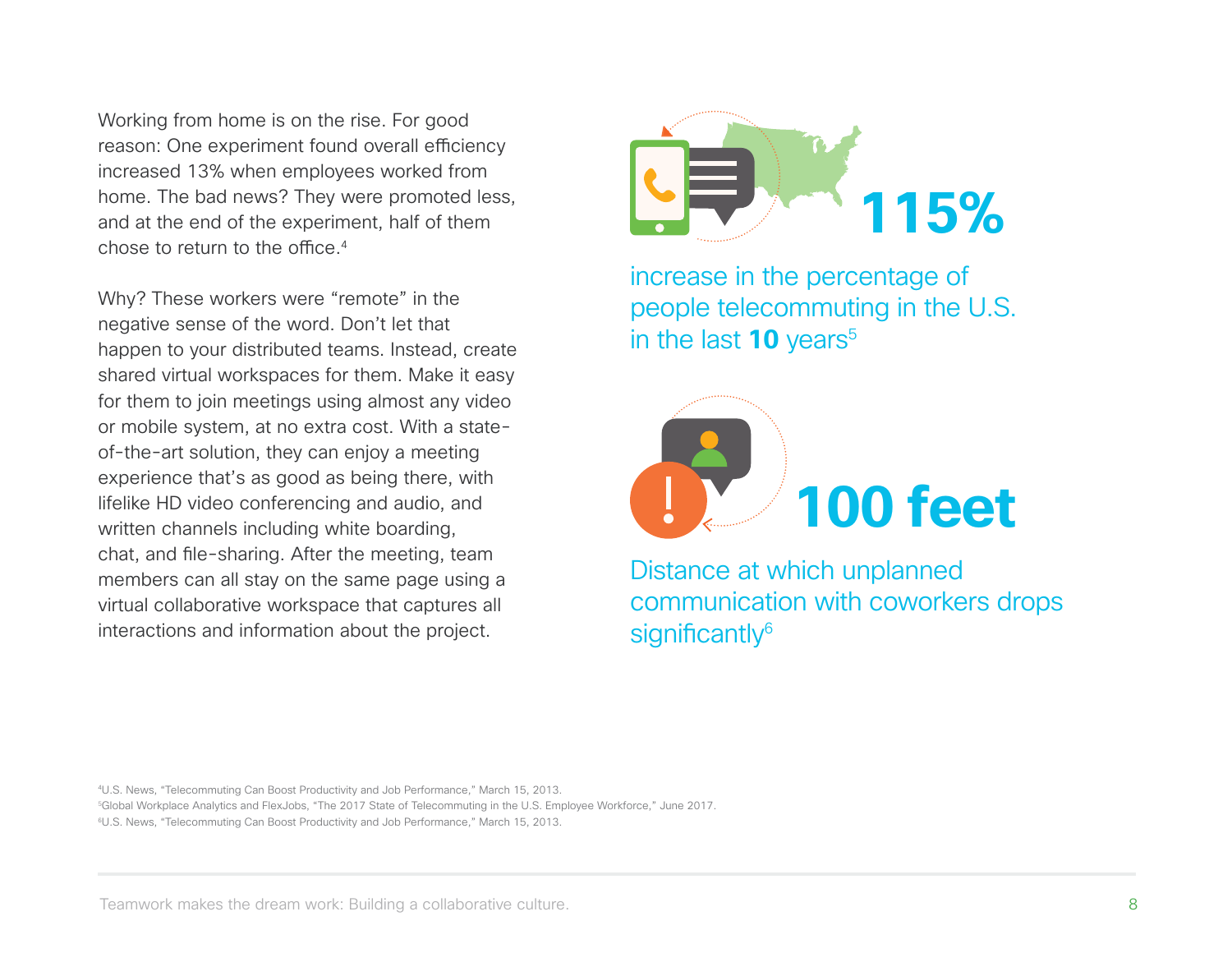Working from home is on the rise. For good reason: One experiment found overall efficiency increased 13% when employees worked from home. The bad news? They were promoted less, and at the end of the experiment, half of them chose to return to the office.[4]

Why? These workers were “remote” in the negative sense of the word. Don’t let that happen to your distributed teams. Instead, create shared virtual workspaces for them. Make it easy for them to join meetings using almost any video or mobile system, at no extra cost. With a state-of-the-art solution, they can enjoy a meeting experience that’s as good as being there, with lifelike HD video conferencing and audio, and written channels including white boarding, chat, and file-sharing. After the meeting, team members can all stay on the same page using a virtual collaborative workspace that captures all interactions and information about the project.

**115%**

increase in the percentage of people telecommuting in the U.S. in the last **10** years[5]

**100 feet**

Distance at which unplanned communication with coworkers drops significantly[6]

[4] U.S. News, “Telecommuting Can Boost Productivity and Job Performance,” March 15, 2013.
[5] Global Workplace Analytics and FlexJobs, “The 2017 State of Telecommuting in the U.S. Employee Workforce,” June 2017.
[6] U.S. News, “Telecommuting Can Boost Productivity and Job Performance,” March 15, 2013.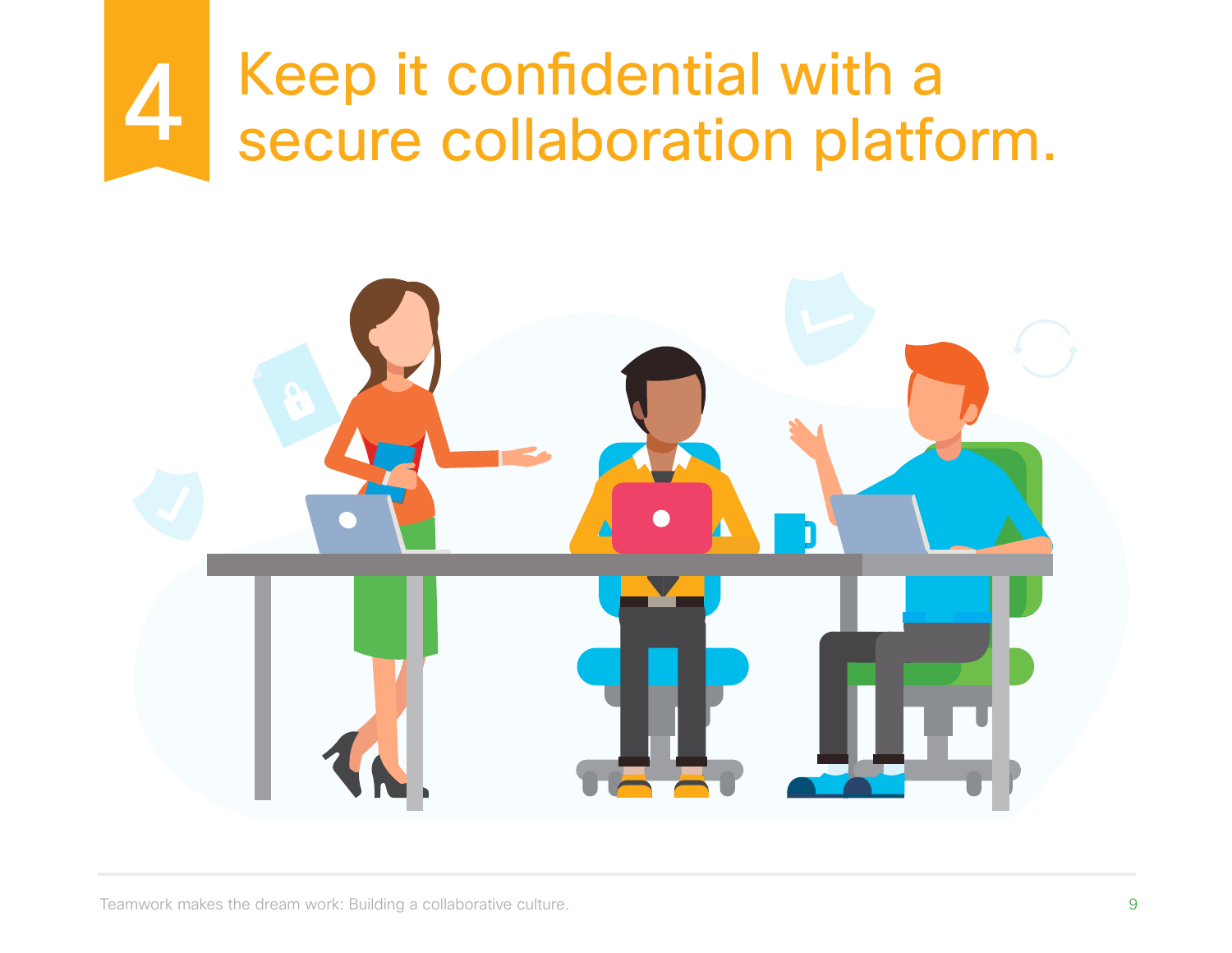# 4 Keep it confidential with a secure collaboration platform.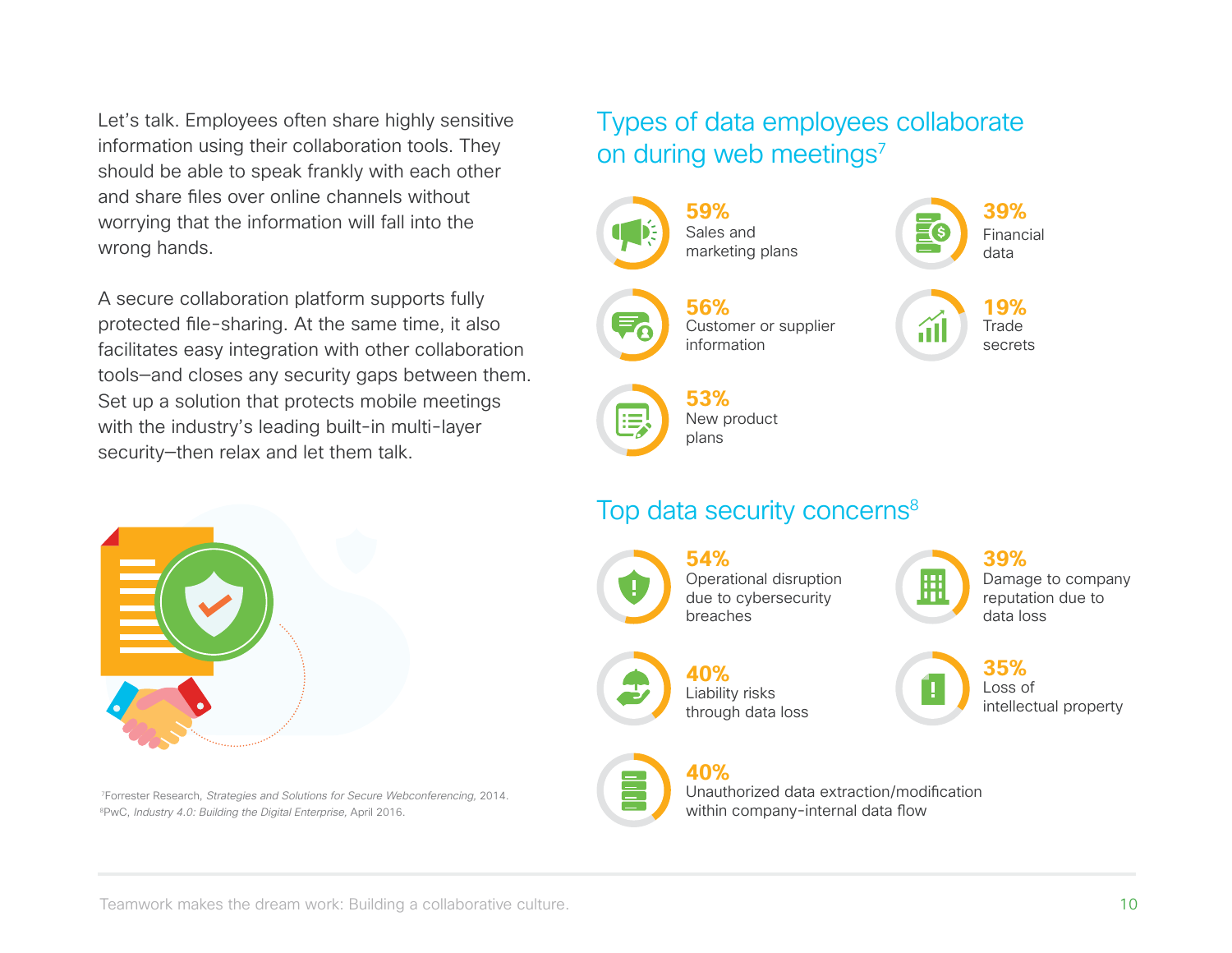Let's talk. Employees often share highly sensitive information using their collaboration tools. They should be able to speak frankly with each other and share files over online channels without worrying that the information will fall into the wrong hands.

A secure collaboration platform supports fully protected file-sharing. At the same time, it also facilitates easy integration with other collaboration tools—and closes any security gaps between them. Set up a solution that protects mobile meetings with the industry's leading built-in multi-layer security—then relax and let them talk.

## Types of data employees collaborate on during web meetings[7]

- **59%** Sales and marketing plans
- **39%** Financial data
- **56%** Customer or supplier information
- **19%** Trade secrets
- **53%** New product plans

## Top data security concerns[8]

- **54%** Operational disruption due to cybersecurity breaches
- **39%** Damage to company reputation due to data loss
- **40%** Liability risks through data loss
- **35%** Loss of intellectual property
- **40%** Unauthorized data extraction/modification within company-internal data flow

[7]Forrester Research, *Strategies and Solutions for Secure Webconferencing*, 2014.
[8]PwC, *Industry 4.0: Building the Digital Enterprise*, April 2016.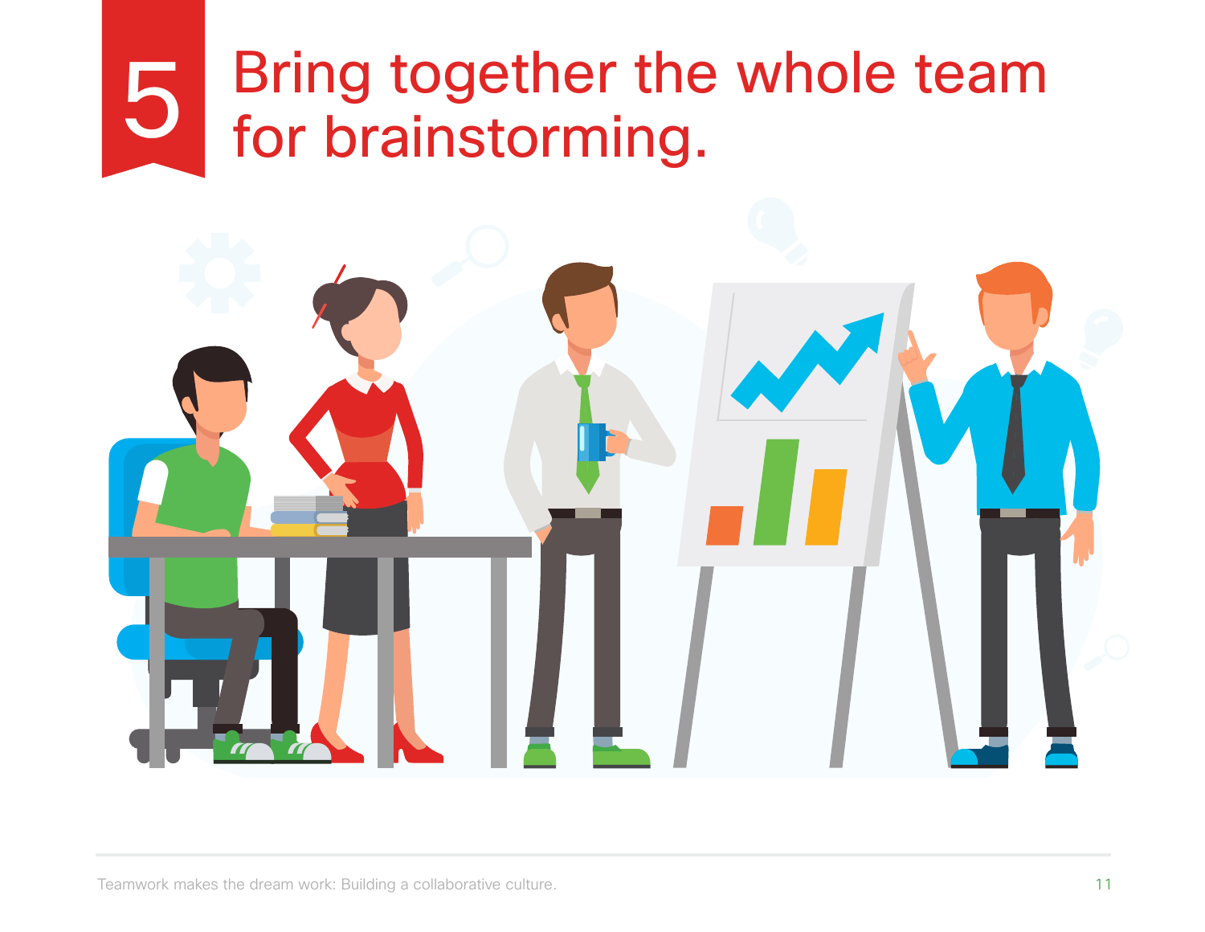# 5 Bring together the whole team for brainstorming.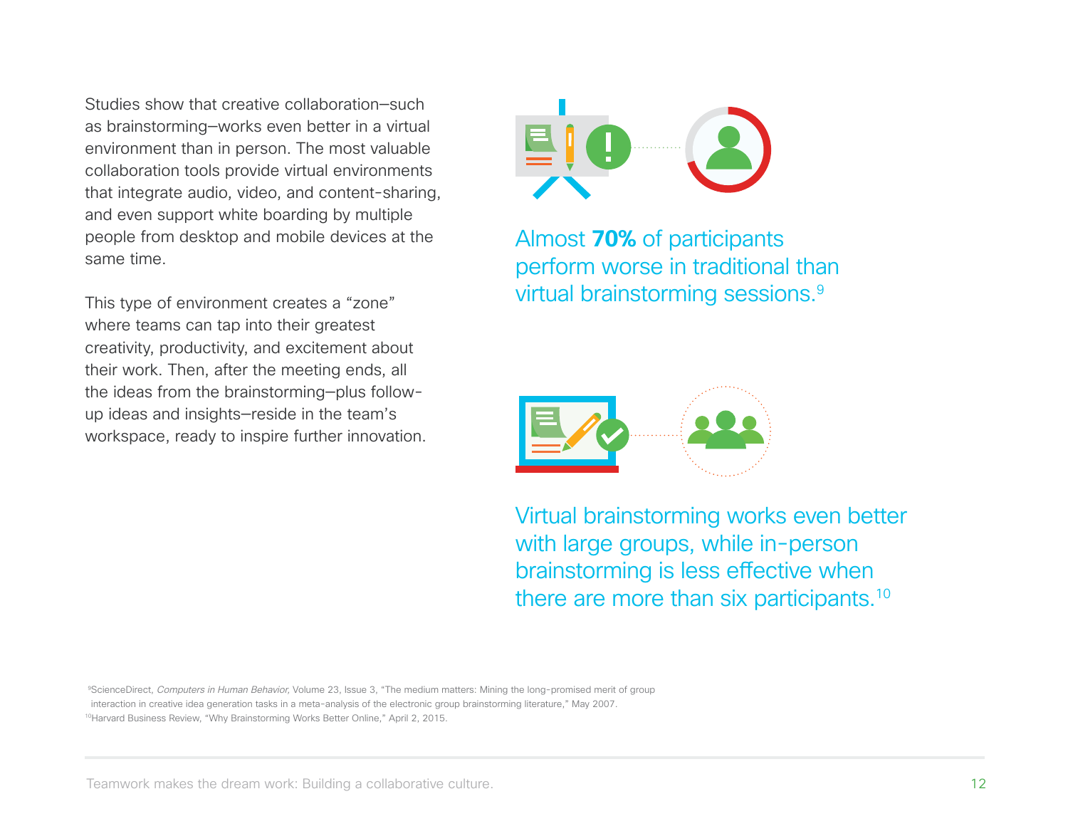Studies show that creative collaboration–such as brainstorming–works even better in a virtual environment than in person. The most valuable collaboration tools provide virtual environments that integrate audio, video, and content-sharing, and even support white boarding by multiple people from desktop and mobile devices at the same time.

This type of environment creates a "zone" where teams can tap into their greatest creativity, productivity, and excitement about their work. Then, after the meeting ends, all the ideas from the brainstorming–plus follow-up ideas and insights–reside in the team's workspace, ready to inspire further innovation.

Almost **70%** of participants perform worse in traditional than virtual brainstorming sessions.[9]

Virtual brainstorming works even better with large groups, while in-person brainstorming is less effective when there are more than six participants.[10]

[9]ScienceDirect, *Computers in Human Behavior,* Volume 23, Issue 3, "The medium matters: Mining the long-promised merit of group interaction in creative idea generation tasks in a meta-analysis of the electronic group brainstorming literature," May 2007.
[10]Harvard Business Review, "Why Brainstorming Works Better Online," April 2, 2015.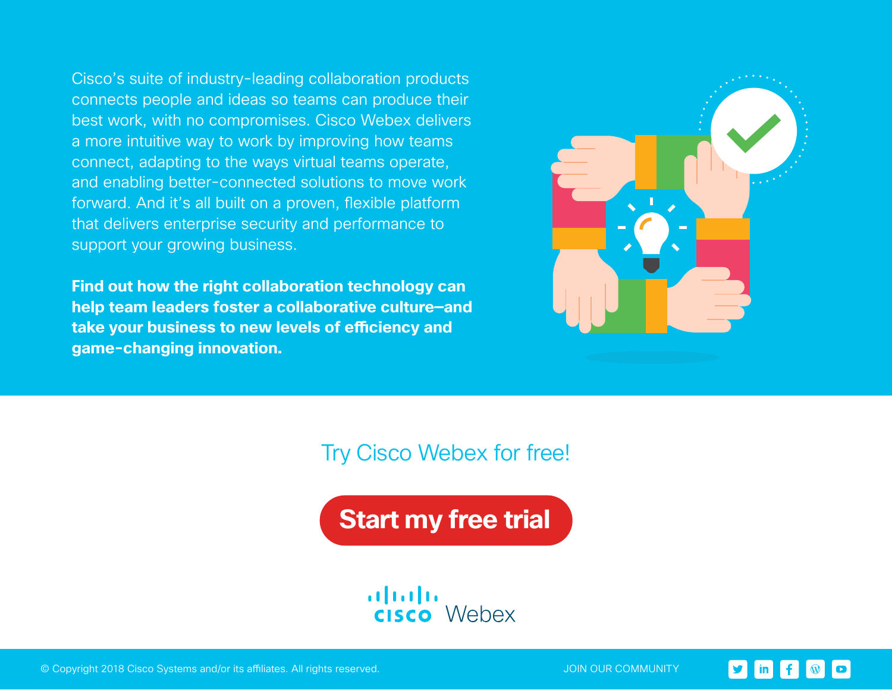Cisco's suite of industry-leading collaboration products connects people and ideas so teams can produce their best work, with no compromises. Cisco Webex delivers a more intuitive way to work by improving how teams connect, adapting to the ways virtual teams operate, and enabling better-connected solutions to move work forward. And it's all built on a proven, flexible platform that delivers enterprise security and performance to support your growing business.

**Find out how the right collaboration technology can help team leaders foster a collaborative culture–and take your business to new levels of efficiency and game-changing innovation.**

## Try Cisco Webex for free!

**Start my free trial**

Cisco Webex

© Copyright 2018 Cisco Systems and/or its affiliates. All rights reserved.

JOIN OUR COMMUNITY